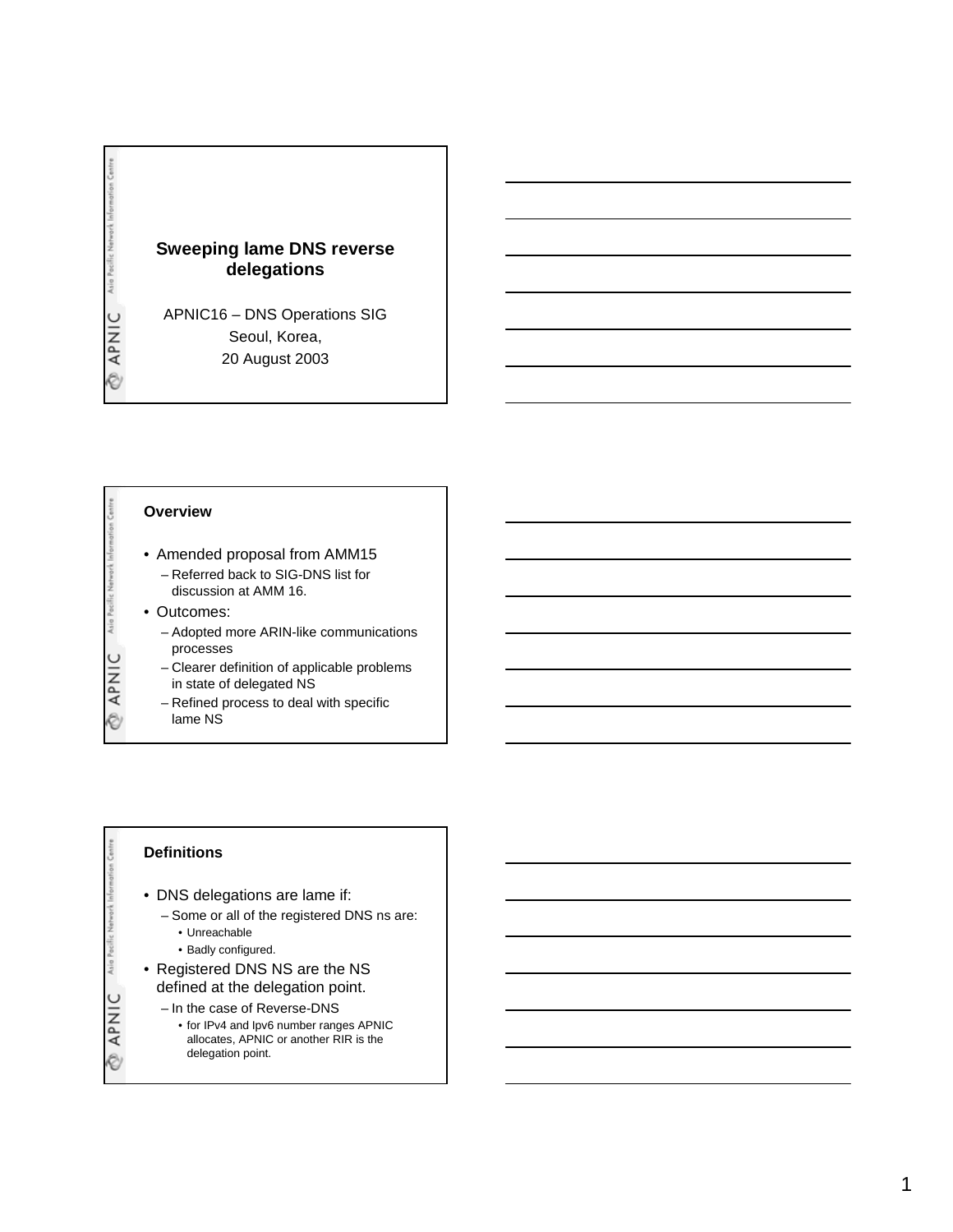# Sweeping lame DNS reverse delegations

APNIC16 – DNS Operations SIG
Seoul, Korea,
20 August 2003

## Overview

- Amended proposal from AMM15
  - Referred back to SIG-DNS list for discussion at AMM 16.
- Outcomes:
  - Adopted more ARIN-like communications processes
  - Clearer definition of applicable problems in state of delegated NS
  - Refined process to deal with specific lame NS

## Definitions

- DNS delegations are lame if:
  - Some or all of the registered DNS ns are:
    - Unreachable
    - Badly configured.
- Registered DNS NS are the NS defined at the delegation point.
  - In the case of Reverse-DNS
    - for IPv4 and Ipv6 number ranges APNIC allocates, APNIC or another RIR is the delegation point.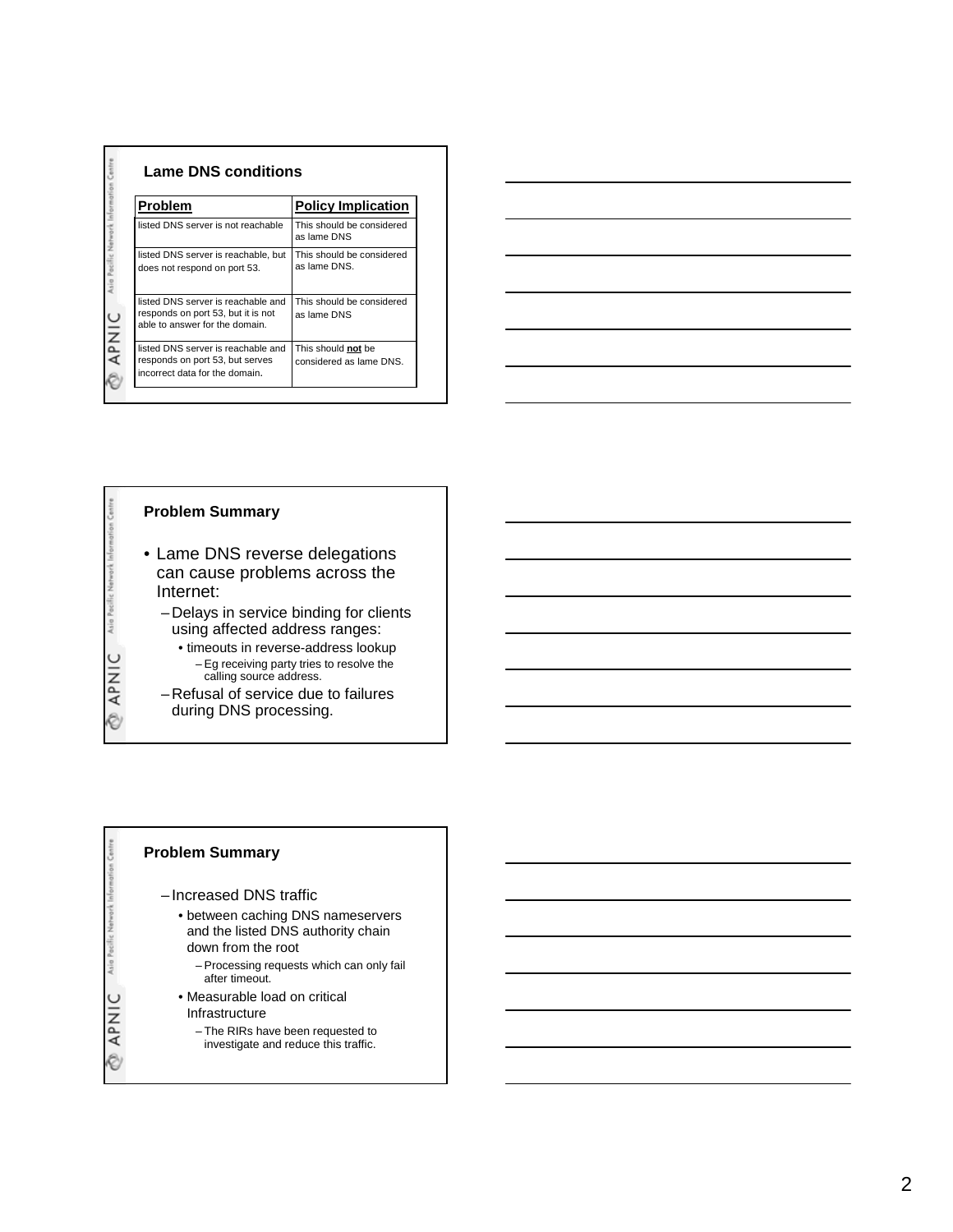## Lame DNS conditions

| Problem | Policy Implication |
|---|---|
| listed DNS server is not reachable | This should be considered as lame DNS |
| listed DNS server is reachable, but does not respond on port 53. | This should be considered as lame DNS. |
| listed DNS server is reachable and responds on port 53, but it is not able to answer for the domain. | This should be considered as lame DNS |
| listed DNS server is reachable and responds on port 53, but serves incorrect data for the domain. | This should **not** be considered as lame DNS. |

## Problem Summary

- Lame DNS reverse delegations can cause problems across the Internet:
  - Delays in service binding for clients using affected address ranges:
    - timeouts in reverse-address lookup
      - Eg receiving party tries to resolve the calling source address.
  - Refusal of service due to failures during DNS processing.

## Problem Summary

- Increased DNS traffic
  - between caching DNS nameservers and the listed DNS authority chain down from the root
    - Processing requests which can only fail after timeout.
  - Measurable load on critical Infrastructure
    - The RIRs have been requested to investigate and reduce this traffic.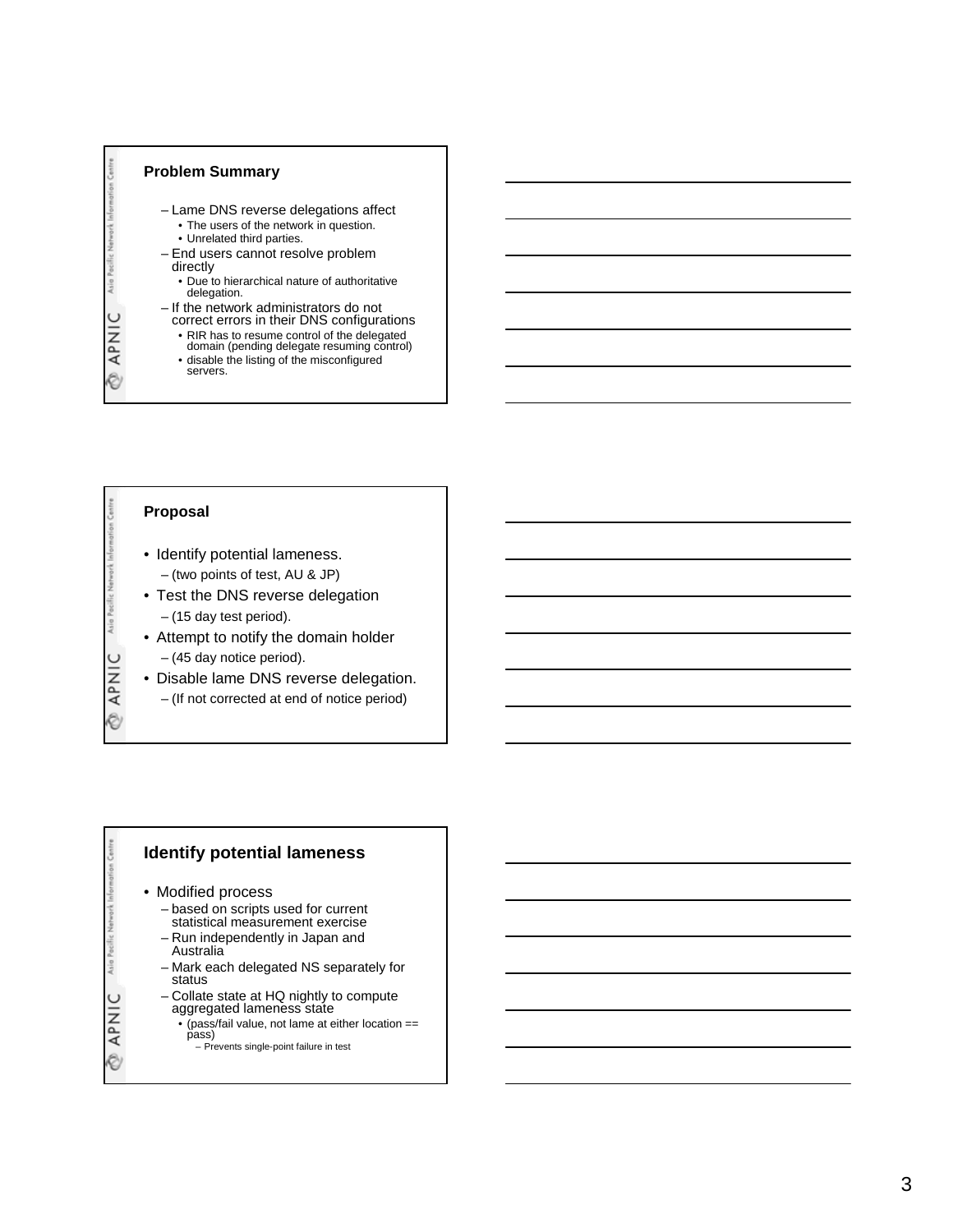## Problem Summary

- Lame DNS reverse delegations affect
  - The users of the network in question.
  - Unrelated third parties.
- End users cannot resolve problem directly
  - Due to hierarchical nature of authoritative delegation.
- If the network administrators do not correct errors in their DNS configurations
  - RIR has to resume control of the delegated domain (pending delegate resuming control)
  - disable the listing of the misconfigured servers.

## Proposal

- Identify potential lameness.
  - (two points of test, AU & JP)
- Test the DNS reverse delegation
  - (15 day test period).
- Attempt to notify the domain holder
  - (45 day notice period).
- Disable lame DNS reverse delegation.
  - (If not corrected at end of notice period)

## Identify potential lameness

- Modified process
  - based on scripts used for current statistical measurement exercise
  - Run independently in Japan and Australia
  - Mark each delegated NS separately for status
  - Collate state at HQ nightly to compute aggregated lameness state
    - (pass/fail value, not lame at either location == pass)
      - Prevents single-point failure in test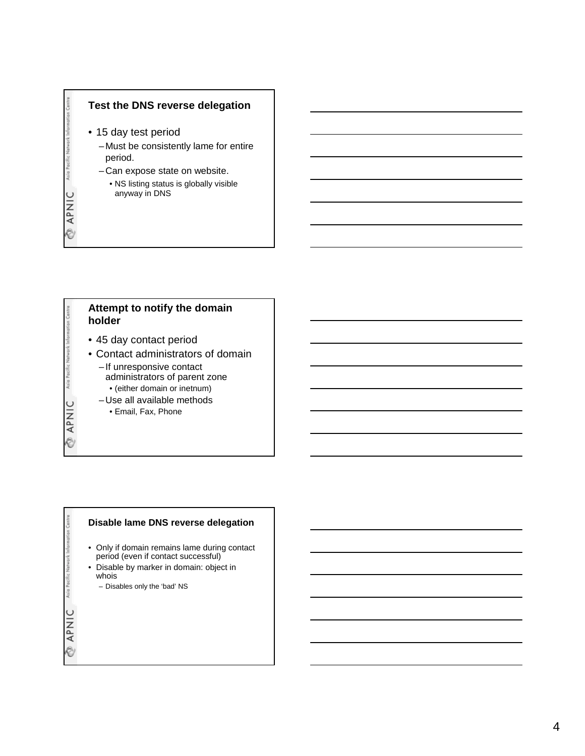## Test the DNS reverse delegation

- 15 day test period
  - Must be consistently lame for entire period.
  - Can expose state on website.
    - NS listing status is globally visible anyway in DNS

## Attempt to notify the domain holder

- 45 day contact period
- Contact administrators of domain
  - If unresponsive contact administrators of parent zone
    - (either domain or inetnum)
  - Use all available methods
    - Email, Fax, Phone

## Disable lame DNS reverse delegation

- Only if domain remains lame during contact period (even if contact successful)
- Disable by marker in domain: object in whois
  - Disables only the ‘bad’ NS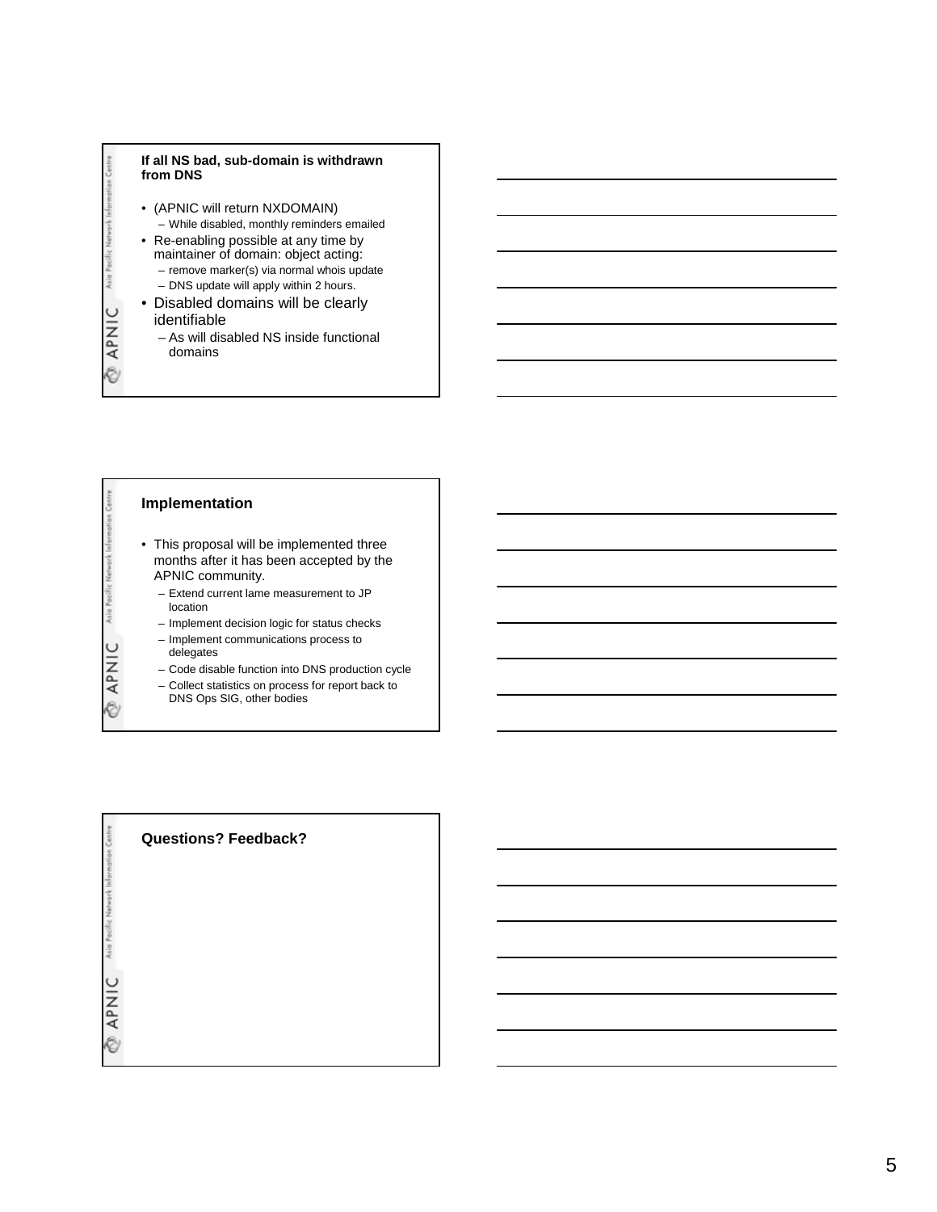## If all NS bad, sub-domain is withdrawn from DNS

- (APNIC will return NXDOMAIN)
  - While disabled, monthly reminders emailed
- Re-enabling possible at any time by maintainer of domain: object acting:
  - remove marker(s) via normal whois update
  - DNS update will apply within 2 hours.
- Disabled domains will be clearly identifiable
  - As will disabled NS inside functional domains

## Implementation

- This proposal will be implemented three months after it has been accepted by the APNIC community.
  - Extend current lame measurement to JP location
  - Implement decision logic for status checks
  - Implement communications process to delegates
  - Code disable function into DNS production cycle
  - Collect statistics on process for report back to DNS Ops SIG, other bodies

## Questions? Feedback?